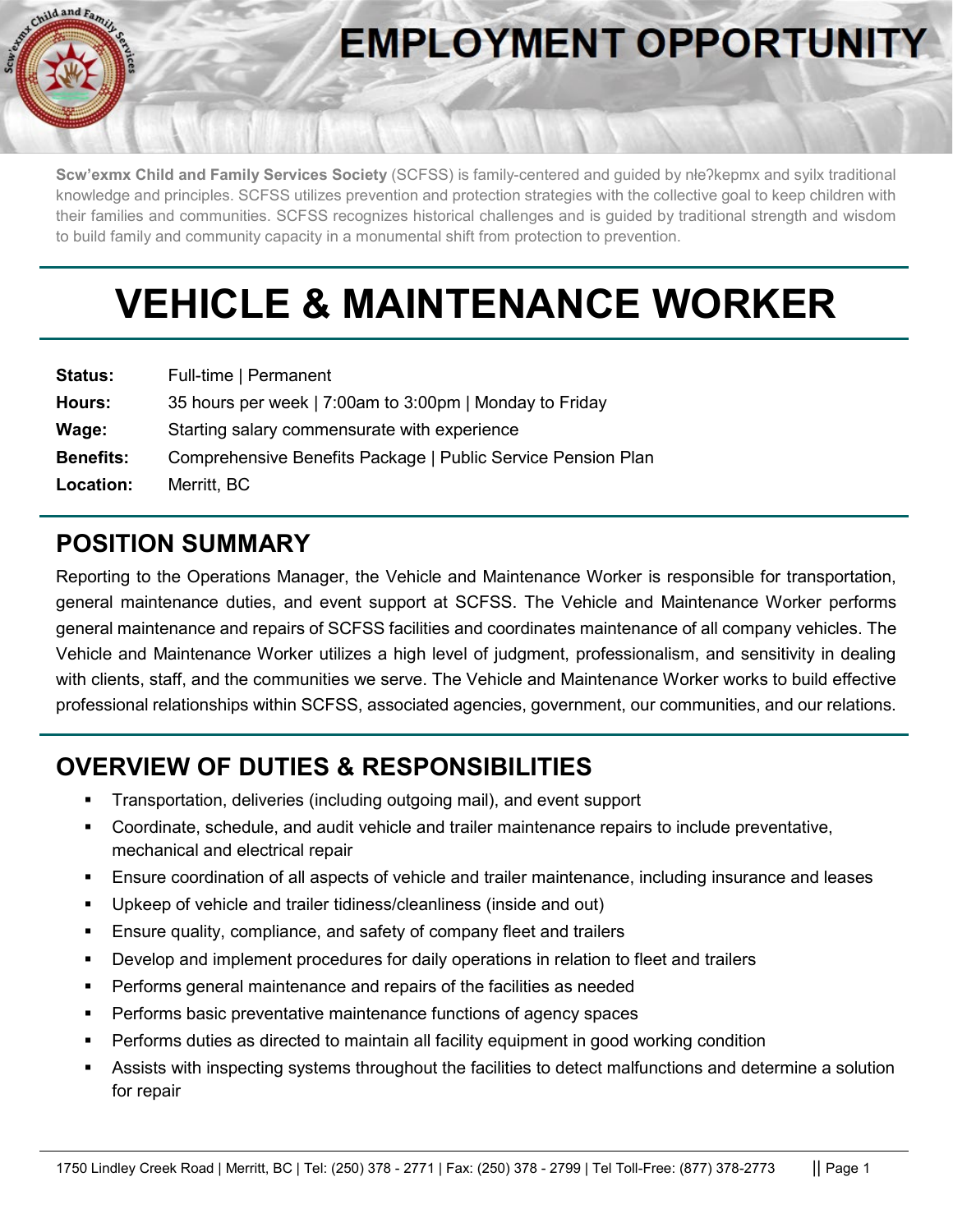# EMPLOYMENT OPPORTUNITY

**Scw'exmx Child and Family Services Society** (SCFSS) is family-centered and guided by nłeʔkepmx and syilx traditional knowledge and principles. SCFSS utilizes prevention and protection strategies with the collective goal to keep children with their families and communities. SCFSS recognizes historical challenges and is guided by traditional strength and wisdom to build family and community capacity in a monumental shift from protection to prevention.

# VEHICLE & MAINTENANCE WORKER

| | |
|---|---|
| **Status:** | Full-time \| Permanent |
| **Hours:** | 35 hours per week \| 7:00am to 3:00pm \| Monday to Friday |
| **Wage:** | Starting salary commensurate with experience |
| **Benefits:** | Comprehensive Benefits Package \| Public Service Pension Plan |
| **Location:** | Merritt, BC |

## POSITION SUMMARY

Reporting to the Operations Manager, the Vehicle and Maintenance Worker is responsible for transportation, general maintenance duties, and event support at SCFSS. The Vehicle and Maintenance Worker performs general maintenance and repairs of SCFSS facilities and coordinates maintenance of all company vehicles. The Vehicle and Maintenance Worker utilizes a high level of judgment, professionalism, and sensitivity in dealing with clients, staff, and the communities we serve. The Vehicle and Maintenance Worker works to build effective professional relationships within SCFSS, associated agencies, government, our communities, and our relations.

## OVERVIEW OF DUTIES & RESPONSIBILITIES

- Transportation, deliveries (including outgoing mail), and event support
- Coordinate, schedule, and audit vehicle and trailer maintenance repairs to include preventative, mechanical and electrical repair
- Ensure coordination of all aspects of vehicle and trailer maintenance, including insurance and leases
- Upkeep of vehicle and trailer tidiness/cleanliness (inside and out)
- Ensure quality, compliance, and safety of company fleet and trailers
- Develop and implement procedures for daily operations in relation to fleet and trailers
- Performs general maintenance and repairs of the facilities as needed
- Performs basic preventative maintenance functions of agency spaces
- Performs duties as directed to maintain all facility equipment in good working condition
- Assists with inspecting systems throughout the facilities to detect malfunctions and determine a solution for repair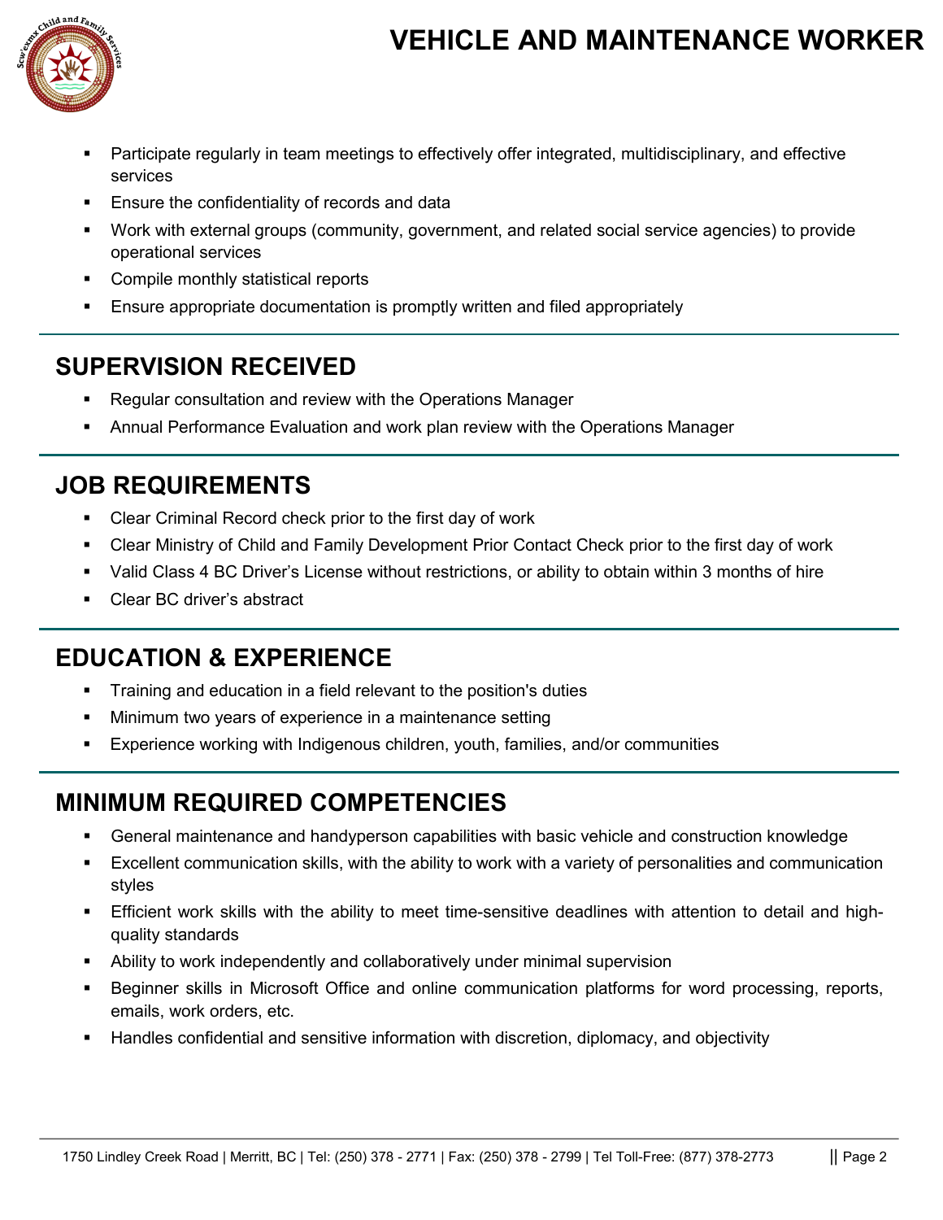- Participate regularly in team meetings to effectively offer integrated, multidisciplinary, and effective services
- Ensure the confidentiality of records and data
- Work with external groups (community, government, and related social service agencies) to provide operational services
- Compile monthly statistical reports
- Ensure appropriate documentation is promptly written and filed appropriately

## SUPERVISION RECEIVED

- Regular consultation and review with the Operations Manager
- Annual Performance Evaluation and work plan review with the Operations Manager

## JOB REQUIREMENTS

- Clear Criminal Record check prior to the first day of work
- Clear Ministry of Child and Family Development Prior Contact Check prior to the first day of work
- Valid Class 4 BC Driver's License without restrictions, or ability to obtain within 3 months of hire
- Clear BC driver's abstract

## EDUCATION & EXPERIENCE

- Training and education in a field relevant to the position's duties
- Minimum two years of experience in a maintenance setting
- Experience working with Indigenous children, youth, families, and/or communities

## MINIMUM REQUIRED COMPETENCIES

- General maintenance and handyperson capabilities with basic vehicle and construction knowledge
- Excellent communication skills, with the ability to work with a variety of personalities and communication styles
- Efficient work skills with the ability to meet time-sensitive deadlines with attention to detail and high-quality standards
- Ability to work independently and collaboratively under minimal supervision
- Beginner skills in Microsoft Office and online communication platforms for word processing, reports, emails, work orders, etc.
- Handles confidential and sensitive information with discretion, diplomacy, and objectivity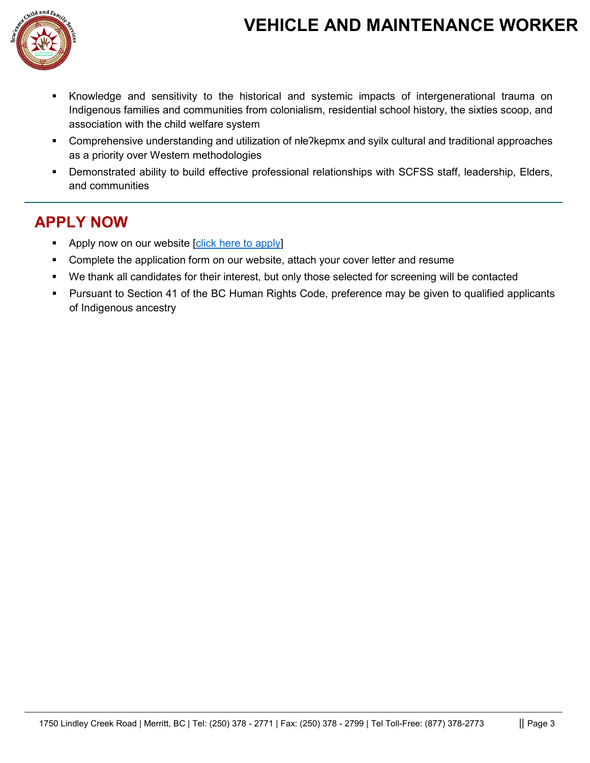- Knowledge and sensitivity to the historical and systemic impacts of intergenerational trauma on Indigenous families and communities from colonialism, residential school history, the sixties scoop, and association with the child welfare system
- Comprehensive understanding and utilization of nłeʔkepmx and syilx cultural and traditional approaches as a priority over Western methodologies
- Demonstrated ability to build effective professional relationships with SCFSS staff, leadership, Elders, and communities

## APPLY NOW

- Apply now on our website [click here to apply]
- Complete the application form on our website, attach your cover letter and resume
- We thank all candidates for their interest, but only those selected for screening will be contacted
- Pursuant to Section 41 of the BC Human Rights Code, preference may be given to qualified applicants of Indigenous ancestry

1750 Lindley Creek Road | Merritt, BC | Tel: (250) 378 - 2771 | Fax: (250) 378 - 2799 | Tel Toll-Free: (877) 378-2773